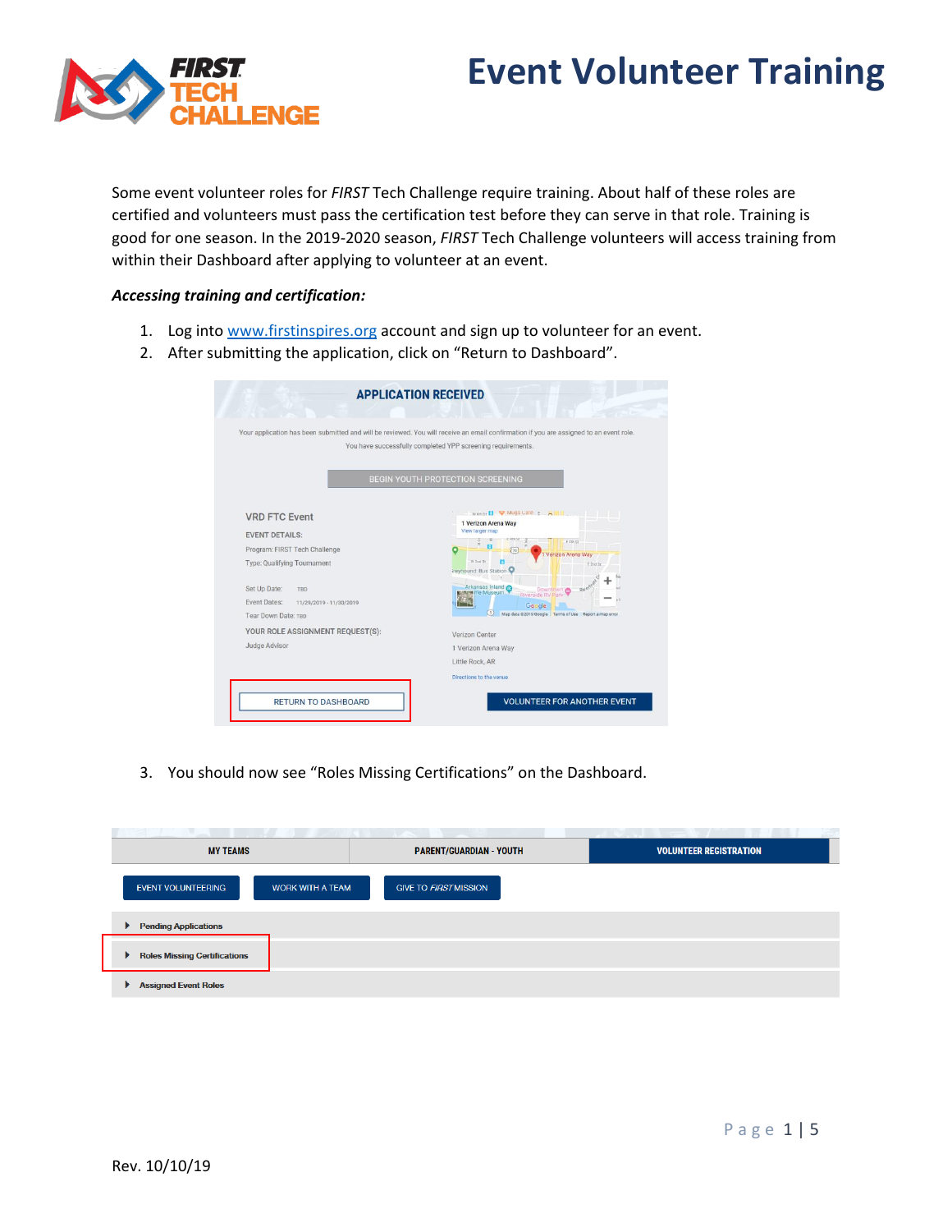# Event Volunteer Training

Some event volunteer roles for *FIRST* Tech Challenge require training. About half of these roles are certified and volunteers must pass the certification test before they can serve in that role. Training is good for one season. In the 2019-2020 season, *FIRST* Tech Challenge volunteers will access training from within their Dashboard after applying to volunteer at an event.

***Accessing training and certification:***

1. Log into www.firstinspires.org account and sign up to volunteer for an event.
2. After submitting the application, click on "Return to Dashboard".
3. You should now see "Roles Missing Certifications" on the Dashboard.

Rev. 10/10/19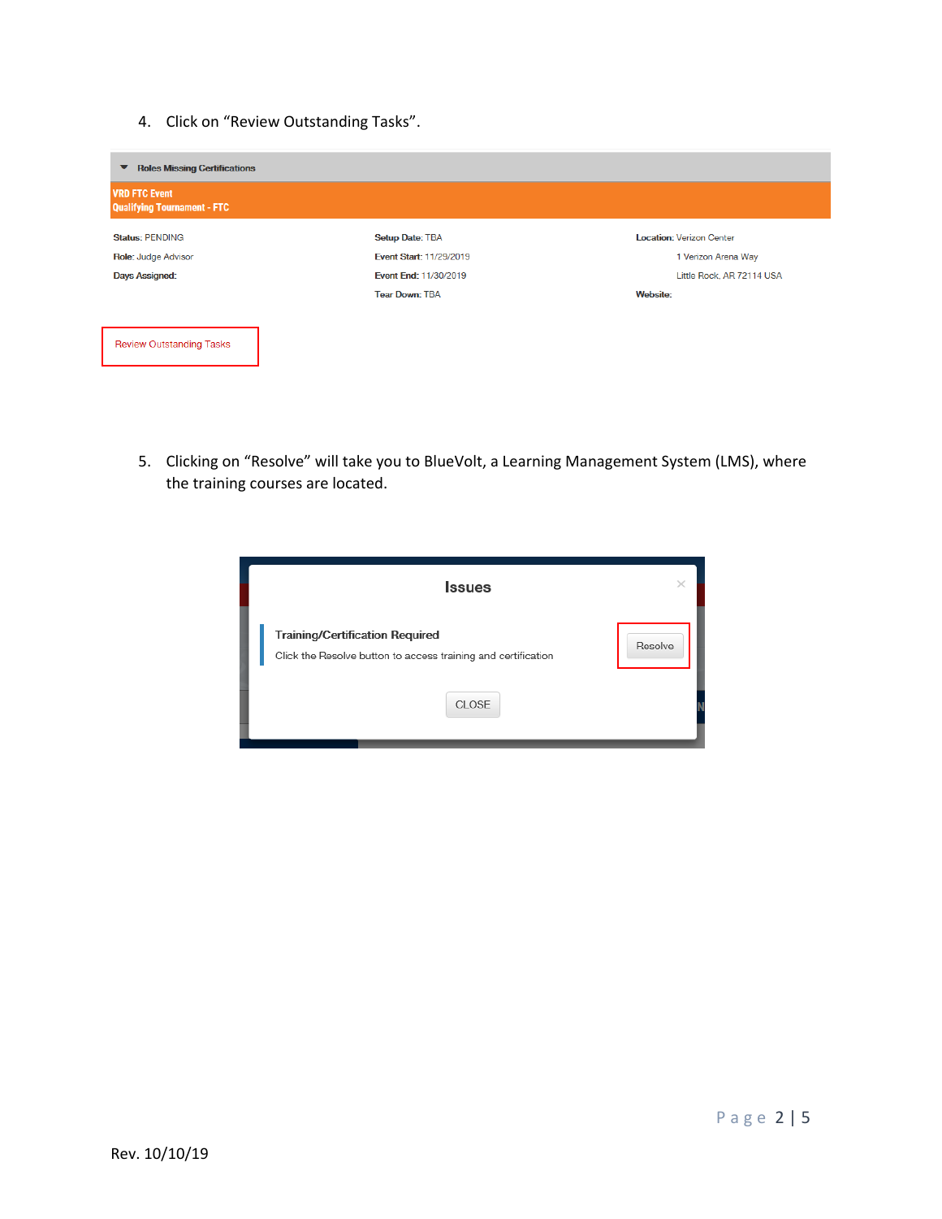4. Click on "Review Outstanding Tasks".

**Roles Missing Certifications**

**VRD FTC Event**
**Qualifying Tournament - FTC**

| | | |
|---|---|---|
| **Status:** PENDING | **Setup Date:** TBA | **Location:** Verizon Center |
| **Role:** Judge Advisor | **Event Start:** 11/29/2019 | 1 Verizon Arena Way |
| **Days Assigned:** | **Event End:** 11/30/2019 | Little Rock, AR 72114 USA |
| | **Tear Down:** TBA | **Website:** |

Review Outstanding Tasks

5. Clicking on "Resolve" will take you to BlueVolt, a Learning Management System (LMS), where the training courses are located.

**Issues**

**Training/Certification Required**

Click the Resolve button to access training and certification

Resolve

CLOSE

Rev. 10/10/19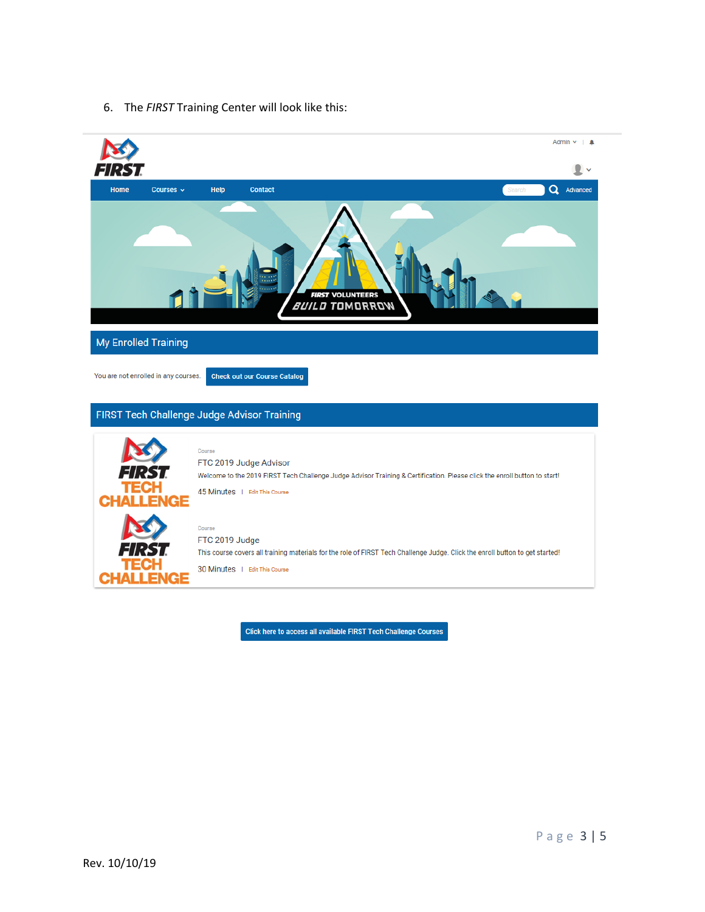6. The *FIRST* Training Center will look like this:

Admin | 

Home | Courses | Help | Contact | Search | Advanced

FIRST VOLUNTEERS BUILD TOMORROW

## My Enrolled Training

You are not enrolled in any courses. **Check out our Course Catalog**

## FIRST Tech Challenge Judge Advisor Training

Course

FTC 2019 Judge Advisor

Welcome to the 2019 FIRST Tech Challenge Judge Advisor Training & Certification. Please click the enroll button to start!

45 Minutes | Edit This Course

Course

FTC 2019 Judge

This course covers all training materials for the role of FIRST Tech Challenge Judge. Click the enroll button to get started!

30 Minutes | Edit This Course

**Click here to access all available FIRST Tech Challenge Courses**

Rev. 10/10/19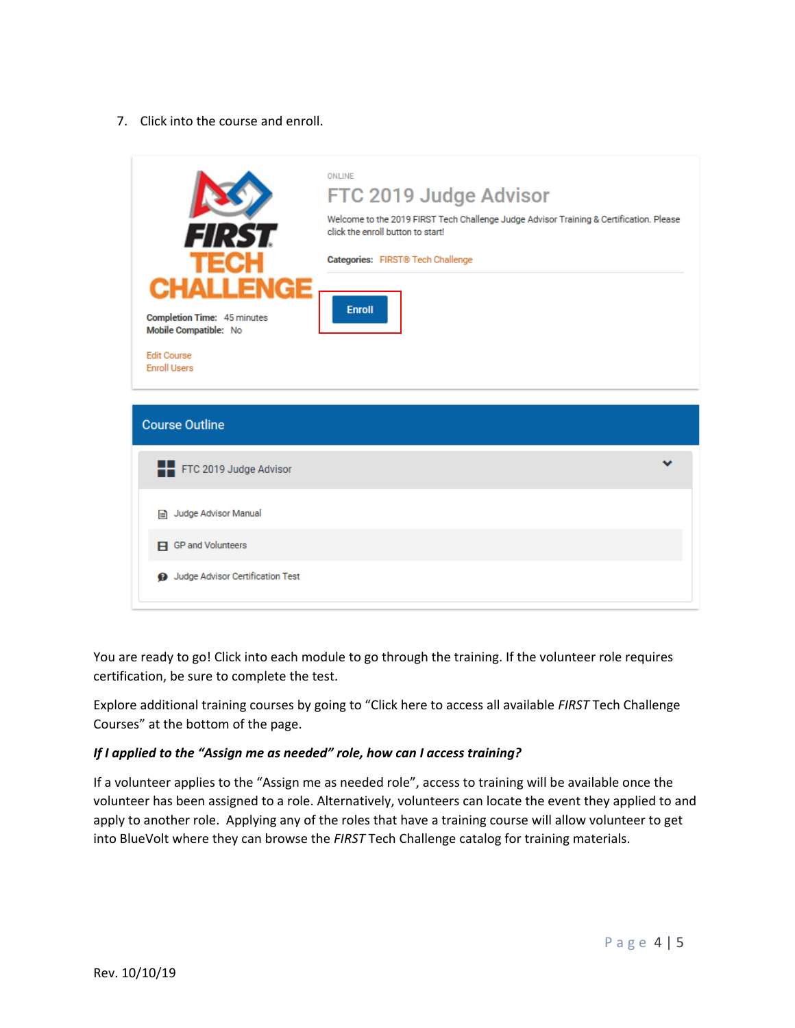7. Click into the course and enroll.

You are ready to go! Click into each module to go through the training. If the volunteer role requires certification, be sure to complete the test.

Explore additional training courses by going to "Click here to access all available *FIRST* Tech Challenge Courses" at the bottom of the page.

***If I applied to the "Assign me as needed" role, how can I access training?***

If a volunteer applies to the "Assign me as needed role", access to training will be available once the volunteer has been assigned to a role. Alternatively, volunteers can locate the event they applied to and apply to another role. Applying any of the roles that have a training course will allow volunteer to get into BlueVolt where they can browse the *FIRST* Tech Challenge catalog for training materials.

Rev. 10/10/19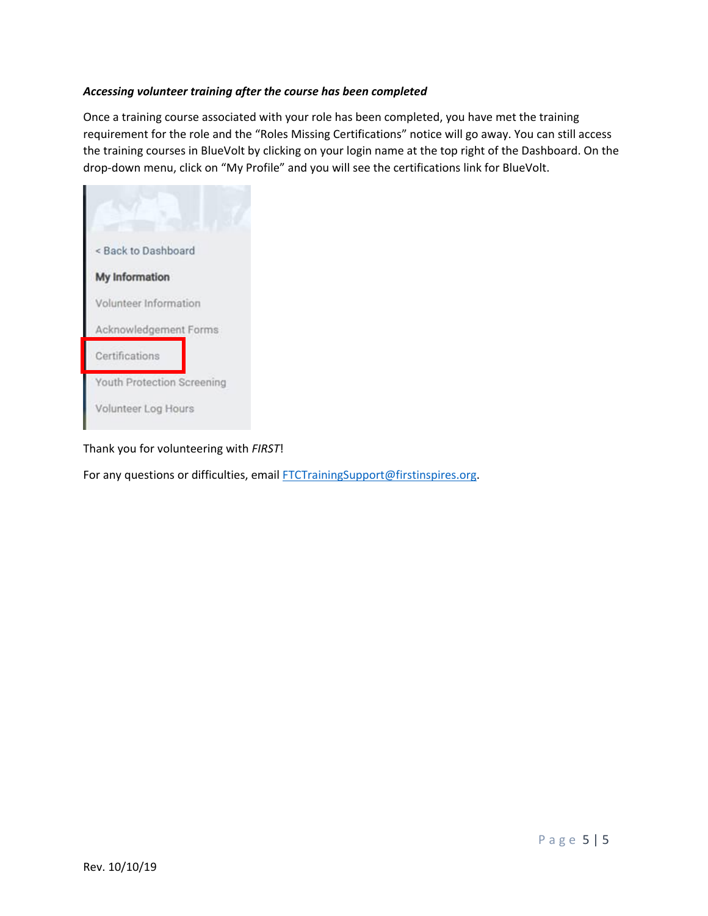***Accessing volunteer training after the course has been completed***

Once a training course associated with your role has been completed, you have met the training requirement for the role and the "Roles Missing Certifications" notice will go away. You can still access the training courses in BlueVolt by clicking on your login name at the top right of the Dashboard. On the drop-down menu, click on "My Profile" and you will see the certifications link for BlueVolt.

< Back to Dashboard

**My Information**

Volunteer Information

Acknowledgement Forms

Certifications

Youth Protection Screening

Volunteer Log Hours

Thank you for volunteering with *FIRST*!

For any questions or difficulties, email FTCTrainingSupport@firstinspires.org.

Rev. 10/10/19